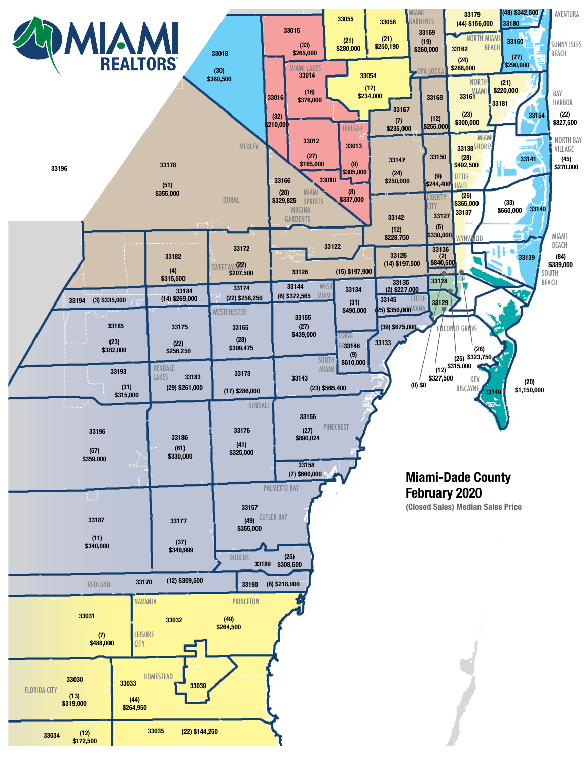# Miami-Dade County February 2020

(Closed Sales) Median Sales Price

| ZIP Code | Area | Closed Sales | Median Sales Price |
|---|---|---|---|
| 33015 | | 33 | $265,000 |
| 33055 | | 21 | $280,000 |
| 33056 | | 21 | $250,190 |
| 33169 | Miami Gardens | 19 | $260,000 |
| 33179 | | 44 | $156,000 |
| 33180 | Aventura | 48 | $342,500 |
| 33160 | Sunny Isles Beach | 77 | $290,000 |
| 33162 | North Miami Beach | 24 | $268,000 |
| 33018 | | 30 | $360,500 |
| 33014 | Miami Lakes | 16 | $376,000 |
| 33054 | Opa-Locka | 17 | $234,000 |
| 33016 | | 32 | $210,000 |
| 33167 | | 7 | $235,000 |
| 33168 | | 12 | $255,000 |
| 33161 | North Miami | 23 | $300,000 |
| 33181 | | 21 | $220,000 |
| 33154 | Bay Harbor | 22 | $827,500 |
| 33012 | Hialeah | 27 | $165,000 |
| 33013 | | 9 | $305,000 |
| 33147 | | 24 | $250,000 |
| 33150 | | 9 | $244,400 |
| 33138 | Miami Shores | 28 | $492,500 |
| 33141 | North Bay Village | 45 | $270,000 |
| 33178 | Medley / Doral | 51 | $355,000 |
| 33166 | Miami Springs / Virginia Gardens | 20 | $329,825 |
| 33010 | | 8 | $337,000 |
| 33137 | Little Haiti | 25 | $365,000 |
| 33127 | Liberty City | 5 | $330,000 |
| 33140 | | 33 | $660,000 |
| 33142 | | 12 | $228,750 |
| 33172 | | 22 | $207,500 |
| 33122 | | | |
| 33182 | | 4 | $315,500 |
| 33126 | | 15 | $197,900 |
| 33125 | | 14 | $197,500 |
| 33136 | Wynwood | 2 | $840,500 |
| 33139 | Miami Beach / South Beach | 84 | $339,000 |
| 33128 | | | |
| 33184 | Sweetwater | 14 | $269,000 |
| 33174 | | 22 | $256,250 |
| 33144 | West Miami | 6 | $372,565 |
| 33134 | | 31 | $490,000 |
| 33135 | | 2 | $227,000 |
| 33145 | Little Havana | 25 | $350,000 |
| 33129 | | 39 | $675,000 |
| 33194 | | 3 | $335,000 |
| 33185 | | 23 | $382,000 |
| 33175 | | 22 | $256,250 |
| 33165 | Westchester | 28 | $399,475 |
| 33155 | | 27 | $439,000 |
| 33146 | Coral Gables | 9 | $610,000 |
| 33133 | Coconut Grove | 28 | $323,750 |
| | | 25 | $315,000 |
| | | 12 | $327,500 |
| | | 0 | $0 |
| 33149 | Key Biscayne | 20 | $1,150,000 |
| 33193 | | 31 | $315,000 |
| 33183 | Kendale Lakes | 29 | $261,000 |
| 33173 | | 17 | $286,000 |
| 33143 | South Miami | 23 | $565,400 |
| 33156 | Pinecrest | 27 | $890,024 |
| 33196 | | 57 | $359,000 |
| 33186 | | 61 | $330,000 |
| 33176 | Kendall | 41 | $325,000 |
| 33158 | | 7 | $660,000 |
| 33157 | Palmetto Bay / Cutler Bay | 49 | $355,000 |
| 33187 | | 11 | $340,000 |
| 33177 | | 37 | $349,999 |
| 33189 | Goulds | 25 | $308,600 |
| 33170 | Redland | 12 | $309,500 |
| 33190 | | 6 | $218,000 |
| 33031 | | 7 | $488,000 |
| 33032 | Naranja / Princeton / Leisure City | 49 | $264,500 |
| 33030 | Florida City | 13 | $319,000 |
| 33033 | Homestead | 44 | $264,950 |
| 33039 | | | |
| 33034 | | 12 | $172,500 |
| 33035 | | 22 | $144,250 |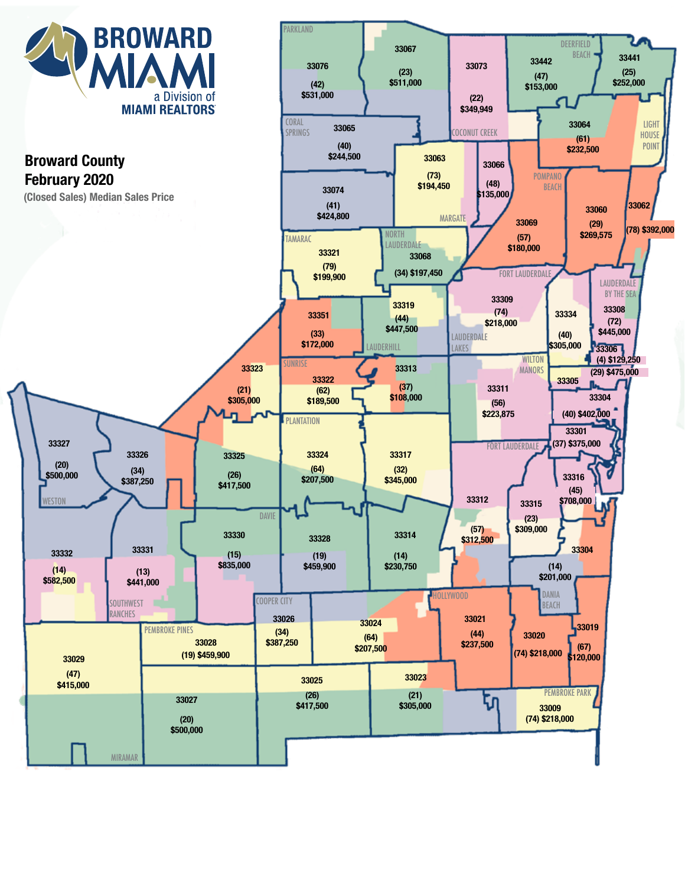**BROWARD MIAMI**
a Division of
**MIAMI REALTORS**

# Broward County
## February 2020

(Closed Sales) Median Sales Price

| Zip Code | (Closed Sales) | Median Sales Price |
|---|---|---|
| 33076 | (42) | $531,000 |
| 33067 | (23) | $511,000 |
| 33073 | (22) | $349,949 |
| 33442 | (47) | $153,000 |
| 33441 | (25) | $252,000 |
| 33065 | (40) | $244,500 |
| 33064 | (61) | $232,500 |
| 33063 | (73) | $194,450 |
| 33066 | (48) | $135,000 |
| 33074 | (41) | $424,800 |
| 33069 | (57) | $180,000 |
| 33060 | (29) | $269,575 |
| 33062 | (78) | $392,000 |
| 33321 | (79) | $199,900 |
| 33068 | (34) | $197,450 |
| 33309 | (74) | $218,000 |
| 33308 | (72) | $445,000 |
| 33319 | (44) | $447,500 |
| 33351 | (33) | $172,000 |
| 33334 | (40) | $305,000 |
| 33306 | (4) | $129,250 |
| 33305 | (29) | $475,000 |
| 33323 | (21) | $305,000 |
| 33322 | (62) | $189,500 |
| 33313 | (37) | $108,000 |
| 33311 | (56) | $223,875 |
| 33304 | (40) | $402,000 |
| 33301 | (37) | $375,000 |
| 33327 | (20) | $500,000 |
| 33326 | (34) | $387,250 |
| 33325 | (26) | $417,500 |
| 33324 | (64) | $207,500 |
| 33317 | (32) | $345,000 |
| 33316 | (45) | $708,000 |
| 33312 | (57) | $312,500 |
| 33315 | (23) | $309,000 |
| 33330 | (15) | $835,000 |
| 33328 | (19) | $459,900 |
| 33314 | (14) | $230,750 |
| 33304 | (14) | $201,000 |
| 33332 | (14) | $582,500 |
| 33331 | (13) | $441,000 |
| 33026 | (34) | $387,250 |
| 33024 | (64) | $207,500 |
| 33021 | (44) | $237,500 |
| 33020 | (74) | $218,000 |
| 33019 | (67) | $120,000 |
| 33029 | (47) | $415,000 |
| 33028 | (19) | $459,900 |
| 33025 | (26) | $417,500 |
| 33023 | (21) | $305,000 |
| 33027 | (20) | $500,000 |
| 33009 | (74) | $218,000 |

PARKLAND · DEERFIELD BEACH · CORAL SPRINGS · COCONUT CREEK · LIGHT HOUSE POINT · POMPANO BEACH · MARGATE · TAMARAC · NORTH LAUDERDALE · FORT LAUDERDALE · LAUDERDALE BY THE SEA · LAUDERHILL · LAUDERDALE LAKES · SUNRISE · WILTON MANORS · PLANTATION · WESTON · DAVIE · SOUTHWEST RANCHES · COOPER CITY · HOLLYWOOD · DANIA BEACH · PEMBROKE PINES · PEMBROKE PARK · MIRAMAR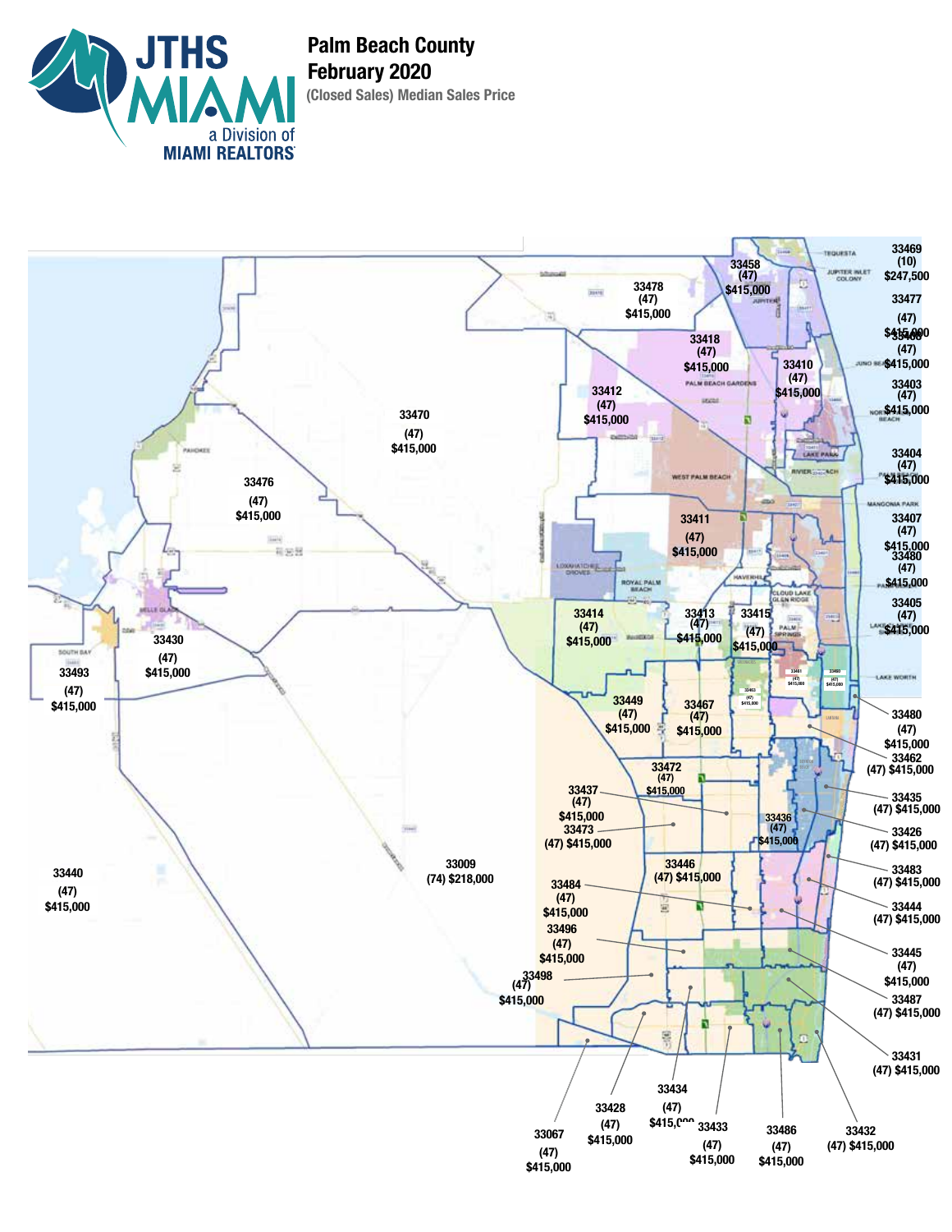# Palm Beach County
## February 2020
### (Closed Sales) Median Sales Price

JTHS MIAMI a Division of MIAMI REALTORS

| Zip Code | Closed Sales | Median Sales Price |
|---|---|---|
| 33458 | (47) | $415,000 |
| 33469 | (10) | $247,500 |
| 33478 | (47) | $415,000 |
| 33477 | (47) | $415,000 |
| 33408 | (47) | $415,000 |
| 33418 | (47) | $415,000 |
| 33410 | (47) | $415,000 |
| 33403 | (47) | $415,000 |
| 33412 | (47) | $415,000 |
| 33470 | (47) | $415,000 |
| 33404 | (47) | $415,000 |
| 33476 | (47) | $415,000 |
| 33411 | (47) | $415,000 |
| 33407 | (47) | $415,000 |
| 33480 | (47) | $415,000 |
| 33405 | (47) | $415,000 |
| 33414 | (47) | $415,000 |
| 33413 | (47) | $415,000 |
| 33415 | (47) | $415,000 |
| 33430 | (47) | $415,000 |
| 33493 | (47) | $415,000 |
| 33461 | (47) | $415,000 |
| 33460 | (47) | $415,000 |
| 33463 | (47) | $415,000 |
| 33449 | (47) | $415,000 |
| 33467 | (47) | $415,000 |
| 33480 | (47) | $415,000 |
| 33462 | (47) | $415,000 |
| 33472 | (47) | $415,000 |
| 33437 | (47) | $415,000 |
| 33435 | (47) | $415,000 |
| 33473 | (47) | $415,000 |
| 33436 | (47) | $415,000 |
| 33426 | (47) | $415,000 |
| 33440 | (47) | $415,000 |
| 33009 | (74) | $218,000 |
| 33446 | (47) | $415,000 |
| 33483 | (47) | $415,000 |
| 33484 | (47) | $415,000 |
| 33444 | (47) | $415,000 |
| 33496 | (47) | $415,000 |
| 33445 | (47) | $415,000 |
| 33498 | (47) | $415,000 |
| 33487 | (47) | $415,000 |
| 33431 | (47) | $415,000 |
| 33434 | (47) | $415,000 |
| 33428 | (47) | $415,000 |
| 33433 | (47) | $415,000 |
| 33486 | (47) | $415,000 |
| 33432 | (47) | $415,000 |
| 33067 | (47) | $415,000 |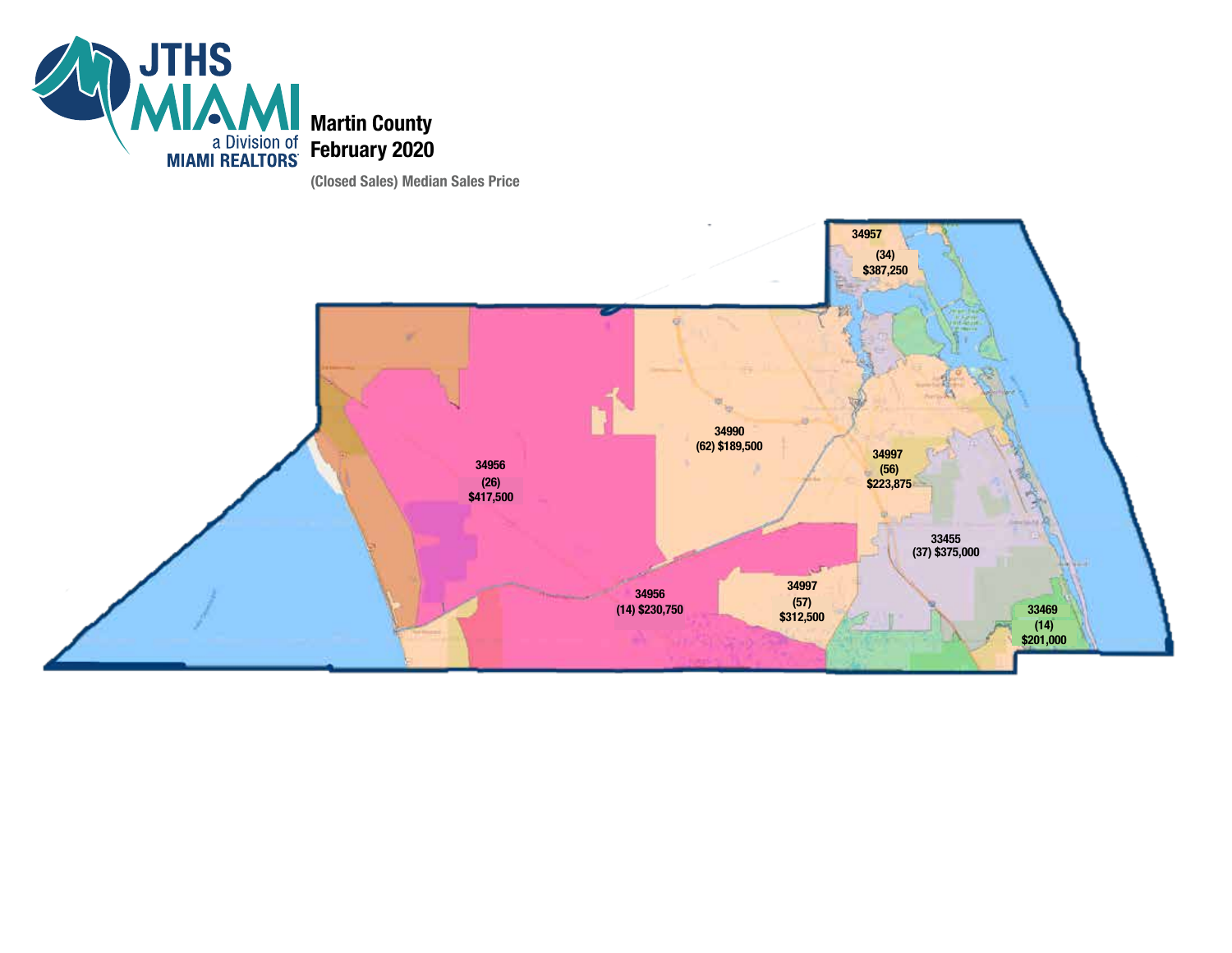JTHS MIAMI a Division of MIAMI REALTORS

# Martin County
## February 2020

**(Closed Sales) Median Sales Price**

34957
(34)
$387,250

34990
(62) $189,500

34997
(56)
$223,875

34956
(26)
$417,500

33455
(37) $375,000

34956
(14) $230,750

34997
(57)
$312,500

33469
(14)
$201,000